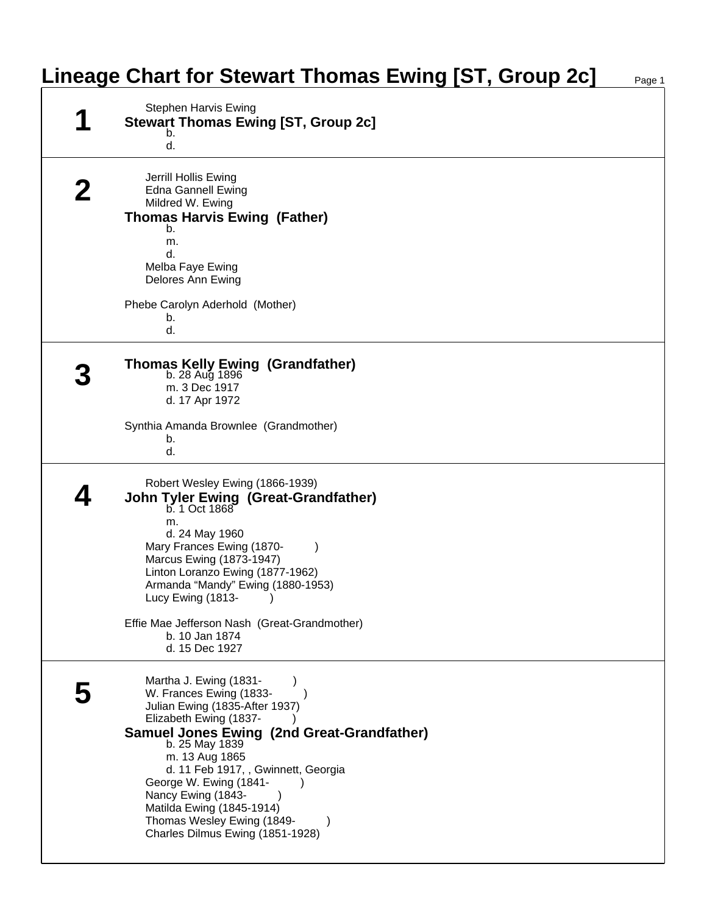# Lineage Chart for Stewart Thomas Ewing [ST, Group 2c]

## 1

Stephen Harvis Ewing

**Stewart Thomas Ewing [ST, Group 2c]**

b.

d.

## 2

Jerrill Hollis Ewing

Edna Gannell Ewing

Mildred W. Ewing

**Thomas Harvis Ewing (Father)**

b.

m.

d.

Melba Faye Ewing

Delores Ann Ewing

Phebe Carolyn Aderhold (Mother)

b.

d.

## 3

**Thomas Kelly Ewing (Grandfather)**

b. 28 Aug 1896

m. 3 Dec 1917

d. 17 Apr 1972

Synthia Amanda Brownlee (Grandmother)

b.

d.

## 4

Robert Wesley Ewing (1866-1939)

**John Tyler Ewing (Great-Grandfather)**

b. 1 Oct 1868

m.

d. 24 May 1960

Mary Frances Ewing (1870- )

Marcus Ewing (1873-1947)

Linton Loranzo Ewing (1877-1962)

Armanda “Mandy” Ewing (1880-1953)

Lucy Ewing (1813- )

Effie Mae Jefferson Nash (Great-Grandmother)

b. 10 Jan 1874

d. 15 Dec 1927

## 5

Martha J. Ewing (1831- )

W. Frances Ewing (1833- )

Julian Ewing (1835-After 1937)

Elizabeth Ewing (1837- )

**Samuel Jones Ewing (2nd Great-Grandfather)**

b. 25 May 1839

m. 13 Aug 1865

d. 11 Feb 1917, , Gwinnett, Georgia

George W. Ewing (1841- )

Nancy Ewing (1843- )

Matilda Ewing (1845-1914)

Thomas Wesley Ewing (1849- )

Charles Dilmus Ewing (1851-1928)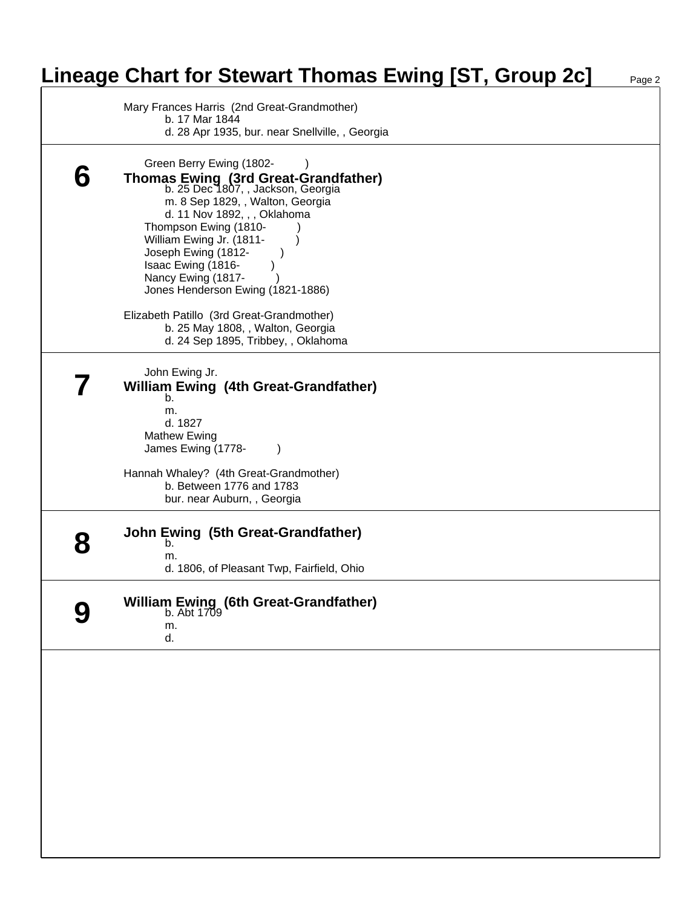# Lineage Chart for Stewart Thomas Ewing [ST, Group 2c]

Mary Frances Harris (2nd Great-Grandmother)
b. 17 Mar 1844
d. 28 Apr 1935, bur. near Snellville, , Georgia

---

**6**

Green Berry Ewing (1802- )

**Thomas Ewing (3rd Great-Grandfather)**
b. 25 Dec 1807, , Jackson, Georgia
m. 8 Sep 1829, , Walton, Georgia
d. 11 Nov 1892, , , Oklahoma

Thompson Ewing (1810- )
William Ewing Jr. (1811- )
Joseph Ewing (1812- )
Isaac Ewing (1816- )
Nancy Ewing (1817- )
Jones Henderson Ewing (1821-1886)

Elizabeth Patillo (3rd Great-Grandmother)
b. 25 May 1808, , Walton, Georgia
d. 24 Sep 1895, Tribbey, , Oklahoma

---

**7**

John Ewing Jr.

**William Ewing (4th Great-Grandfather)**
b.
m.
d. 1827

Mathew Ewing
James Ewing (1778- )

Hannah Whaley? (4th Great-Grandmother)
b. Between 1776 and 1783
bur. near Auburn, , Georgia

---

**8**

**John Ewing (5th Great-Grandfather)**
b.
m.
d. 1806, of Pleasant Twp, Fairfield, Ohio

---

**9**

**William Ewing (6th Great-Grandfather)**
b. Abt 1709
m.
d.